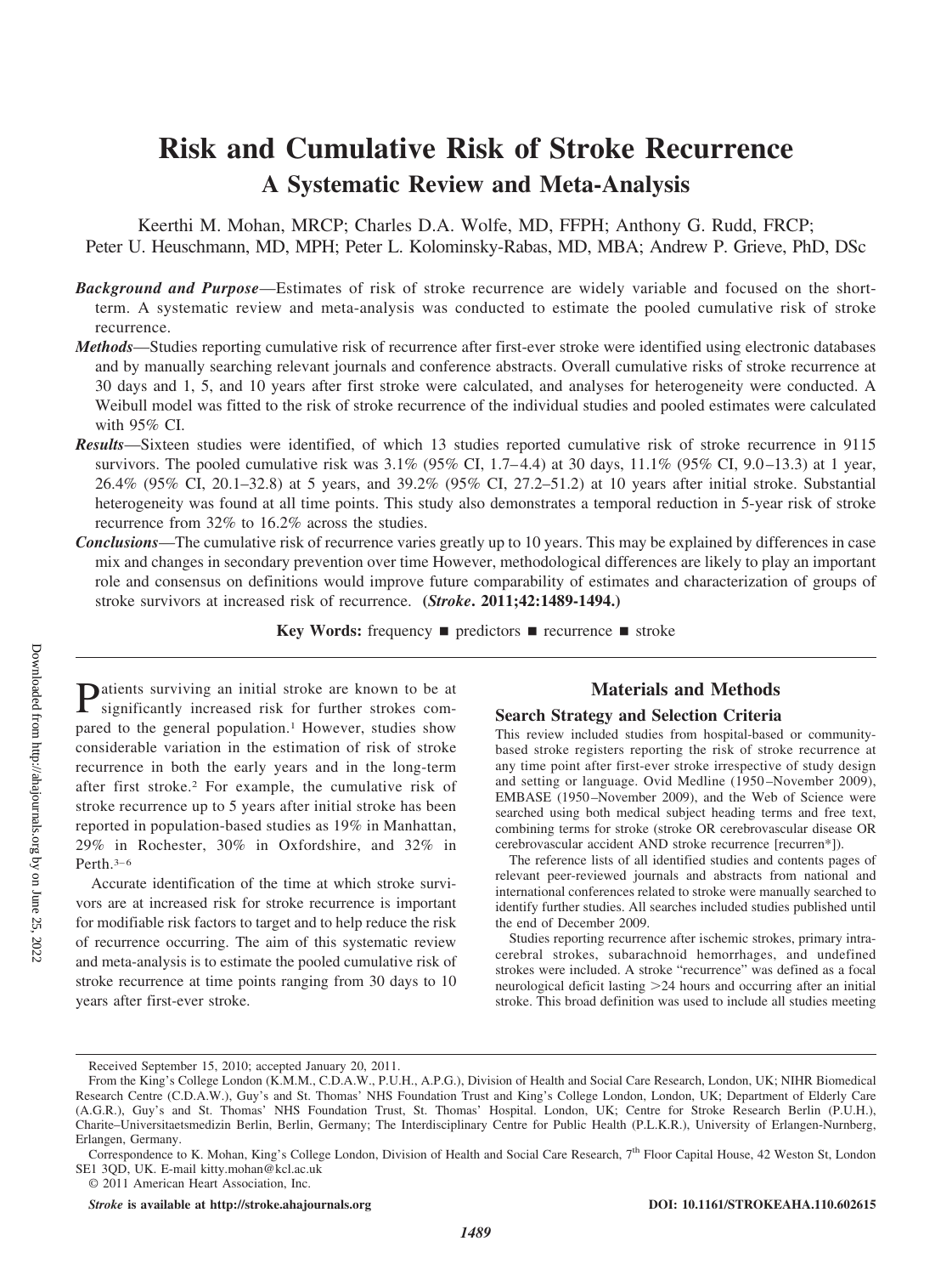# Risk and Cumulative Risk of Stroke Recurrence

## A Systematic Review and Meta-Analysis

Keerthi M. Mohan, MRCP; Charles D.A. Wolfe, MD, FFPH; Anthony G. Rudd, FRCP; Peter U. Heuschmann, MD, MPH; Peter L. Kolominsky-Rabas, MD, MBA; Andrew P. Grieve, PhD, DSc

***Background and Purpose*****—**Estimates of risk of stroke recurrence are widely variable and focused on the short-term. A systematic review and meta-analysis was conducted to estimate the pooled cumulative risk of stroke recurrence.

***Methods*****—**Studies reporting cumulative risk of recurrence after first-ever stroke were identified using electronic databases and by manually searching relevant journals and conference abstracts. Overall cumulative risks of stroke recurrence at 30 days and 1, 5, and 10 years after first stroke were calculated, and analyses for heterogeneity were conducted. A Weibull model was fitted to the risk of stroke recurrence of the individual studies and pooled estimates were calculated with 95% CI.

***Results*****—**Sixteen studies were identified, of which 13 studies reported cumulative risk of stroke recurrence in 9115 survivors. The pooled cumulative risk was 3.1% (95% CI, 1.7–4.4) at 30 days, 11.1% (95% CI, 9.0–13.3) at 1 year, 26.4% (95% CI, 20.1–32.8) at 5 years, and 39.2% (95% CI, 27.2–51.2) at 10 years after initial stroke. Substantial heterogeneity was found at all time points. This study also demonstrates a temporal reduction in 5-year risk of stroke recurrence from 32% to 16.2% across the studies.

***Conclusions*****—**The cumulative risk of recurrence varies greatly up to 10 years. This may be explained by differences in case mix and changes in secondary prevention over time However, methodological differences are likely to play an important role and consensus on definitions would improve future comparability of estimates and characterization of groups of stroke survivors at increased risk of recurrence. **(*Stroke*. 2011;42:1489-1494.)**

**Key Words:** frequency ■ predictors ■ recurrence ■ stroke

Patients surviving an initial stroke are known to be at significantly increased risk for further strokes compared to the general population.[1] However, studies show considerable variation in the estimation of risk of stroke recurrence in both the early years and in the long-term after first stroke.[2] For example, the cumulative risk of stroke recurrence up to 5 years after initial stroke has been reported in population-based studies as 19% in Manhattan, 29% in Rochester, 30% in Oxfordshire, and 32% in Perth.[3–6]

Accurate identification of the time at which stroke survivors are at increased risk for stroke recurrence is important for modifiable risk factors to target and to help reduce the risk of recurrence occurring. The aim of this systematic review and meta-analysis is to estimate the pooled cumulative risk of stroke recurrence at time points ranging from 30 days to 10 years after first-ever stroke.

## Materials and Methods

### Search Strategy and Selection Criteria

This review included studies from hospital-based or community-based stroke registers reporting the risk of stroke recurrence at any time point after first-ever stroke irrespective of study design and setting or language. Ovid Medline (1950–November 2009), EMBASE (1950–November 2009), and the Web of Science were searched using both medical subject heading terms and free text, combining terms for stroke (stroke OR cerebrovascular disease OR cerebrovascular accident AND stroke recurrence [recurren*]).

The reference lists of all identified studies and contents pages of relevant peer-reviewed journals and abstracts from national and international conferences related to stroke were manually searched to identify further studies. All searches included studies published until the end of December 2009.

Studies reporting recurrence after ischemic strokes, primary intracerebral strokes, subarachnoid hemorrhages, and undefined strokes were included. A stroke "recurrence" was defined as a focal neurological deficit lasting >24 hours and occurring after an initial stroke. This broad definition was used to include all studies meeting

Received September 15, 2010; accepted January 20, 2011.

From the King's College London (K.M.M., C.D.A.W., P.U.H., A.P.G.), Division of Health and Social Care Research, London, UK; NIHR Biomedical Research Centre (C.D.A.W.), Guy's and St. Thomas' NHS Foundation Trust and King's College London, London, UK; Department of Elderly Care (A.G.R.), Guy's and St. Thomas' NHS Foundation Trust, St. Thomas' Hospital. London, UK; Centre for Stroke Research Berlin (P.U.H.), Charite–Universitaetsmedizin Berlin, Berlin, Germany; The Interdisciplinary Centre for Public Health (P.L.K.R.), University of Erlangen-Nurnberg, Erlangen, Germany.

Correspondence to K. Mohan, King's College London, Division of Health and Social Care Research, 7th Floor Capital House, 42 Weston St, London SE1 3QD, UK. E-mail kitty.mohan@kcl.ac.uk

© 2011 American Heart Association, Inc.

*Stroke* **is available at http://stroke.ahajournals.org** **DOI: 10.1161/STROKEAHA.110.602615**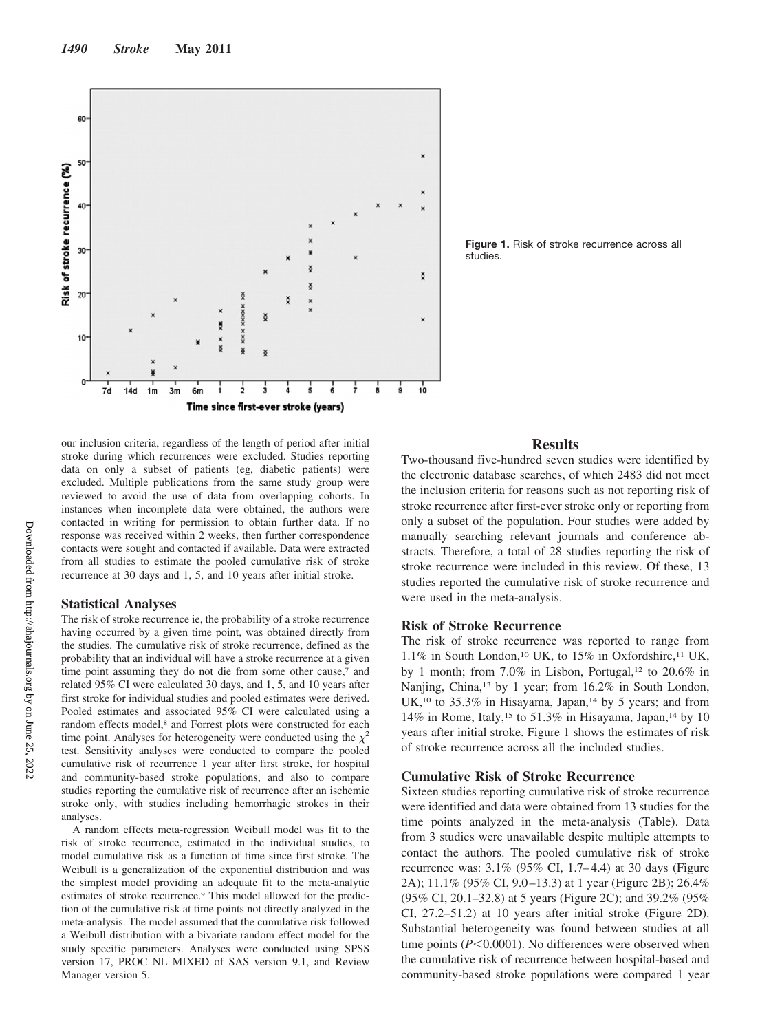Figure 1. Risk of stroke recurrence across all studies.

our inclusion criteria, regardless of the length of period after initial stroke during which recurrences were excluded. Studies reporting data on only a subset of patients (eg, diabetic patients) were excluded. Multiple publications from the same study group were reviewed to avoid the use of data from overlapping cohorts. In instances when incomplete data were obtained, the authors were contacted in writing for permission to obtain further data. If no response was received within 2 weeks, then further correspondence contacts were sought and contacted if available. Data were extracted from all studies to estimate the pooled cumulative risk of stroke recurrence at 30 days and 1, 5, and 10 years after initial stroke.

### Statistical Analyses

The risk of stroke recurrence ie, the probability of a stroke recurrence having occurred by a given time point, was obtained directly from the studies. The cumulative risk of stroke recurrence, defined as the probability that an individual will have a stroke recurrence at a given time point assuming they do not die from some other cause,[7] and related 95% CI were calculated 30 days, and 1, 5, and 10 years after first stroke for individual studies and pooled estimates were derived. Pooled estimates and associated 95% CI were calculated using a random effects model,[8] and Forrest plots were constructed for each time point. Analyses for heterogeneity were conducted using the $\chi^2$ test. Sensitivity analyses were conducted to compare the pooled cumulative risk of recurrence 1 year after first stroke, for hospital and community-based stroke populations, and also to compare studies reporting the cumulative risk of recurrence after an ischemic stroke only, with studies including hemorrhagic strokes in their analyses.

A random effects meta-regression Weibull model was fit to the risk of stroke recurrence, estimated in the individual studies, to model cumulative risk as a function of time since first stroke. The Weibull is a generalization of the exponential distribution and was the simplest model providing an adequate fit to the meta-analytic estimates of stroke recurrence.[9] This model allowed for the prediction of the cumulative risk at time points not directly analyzed in the meta-analysis. The model assumed that the cumulative risk followed a Weibull distribution with a bivariate random effect model for the study specific parameters. Analyses were conducted using SPSS version 17, PROC NL MIXED of SAS version 9.1, and Review Manager version 5.

## Results

Two-thousand five-hundred seven studies were identified by the electronic database searches, of which 2483 did not meet the inclusion criteria for reasons such as not reporting risk of stroke recurrence after first-ever stroke only or reporting from only a subset of the population. Four studies were added by manually searching relevant journals and conference abstracts. Therefore, a total of 28 studies reporting the risk of stroke recurrence were included in this review. Of these, 13 studies reported the cumulative risk of stroke recurrence and were used in the meta-analysis.

### Risk of Stroke Recurrence

The risk of stroke recurrence was reported to range from 1.1% in South London,[10] UK, to 15% in Oxfordshire,[11] UK, by 1 month; from 7.0% in Lisbon, Portugal,[12] to 20.6% in Nanjing, China,[13] by 1 year; from 16.2% in South London, UK,[10] to 35.3% in Hisayama, Japan,[14] by 5 years; and from 14% in Rome, Italy,[15] to 51.3% in Hisayama, Japan,[14] by 10 years after initial stroke. Figure 1 shows the estimates of risk of stroke recurrence across all the included studies.

### Cumulative Risk of Stroke Recurrence

Sixteen studies reporting cumulative risk of stroke recurrence were identified and data were obtained from 13 studies for the time points analyzed in the meta-analysis (Table). Data from 3 studies were unavailable despite multiple attempts to contact the authors. The pooled cumulative risk of stroke recurrence was: 3.1% (95% CI, 1.7–4.4) at 30 days (Figure 2A); 11.1% (95% CI, 9.0–13.3) at 1 year (Figure 2B); 26.4% (95% CI, 20.1–32.8) at 5 years (Figure 2C); and 39.2% (95% CI, 27.2–51.2) at 10 years after initial stroke (Figure 2D). Substantial heterogeneity was found between studies at all time points ($P<0.0001$). No differences were observed when the cumulative risk of recurrence between hospital-based and community-based stroke populations were compared 1 year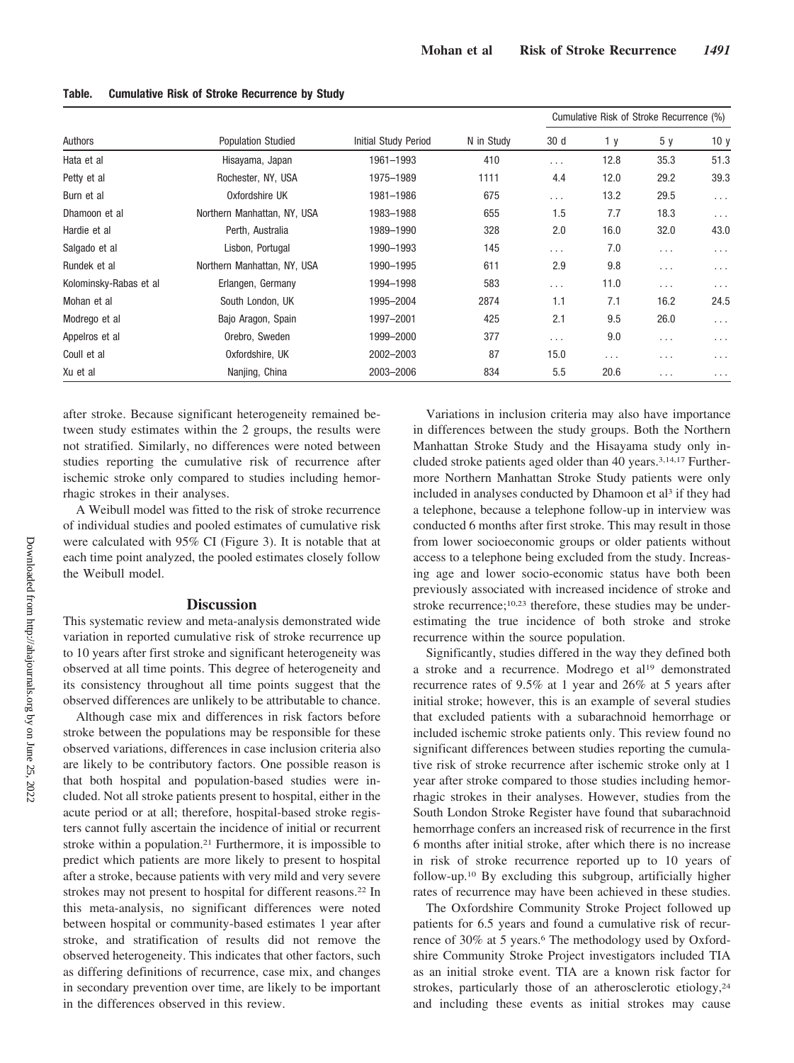**Table. Cumulative Risk of Stroke Recurrence by Study**

| Authors | Population Studied | Initial Study Period | N in Study | Cumulative Risk of Stroke Recurrence (%) | | | |
|---|---|---|---|---|---|---|---|
| | | | | 30 d | 1 y | 5 y | 10 y |
| Hata et al | Hisayama, Japan | 1961–1993 | 410 | . . . | 12.8 | 35.3 | 51.3 |
| Petty et al | Rochester, NY, USA | 1975–1989 | 1111 | 4.4 | 12.0 | 29.2 | 39.3 |
| Burn et al | Oxfordshire UK | 1981–1986 | 675 | . . . | 13.2 | 29.5 | . . . |
| Dhamoon et al | Northern Manhattan, NY, USA | 1983–1988 | 655 | 1.5 | 7.7 | 18.3 | . . . |
| Hardie et al | Perth, Australia | 1989–1990 | 328 | 2.0 | 16.0 | 32.0 | 43.0 |
| Salgado et al | Lisbon, Portugal | 1990–1993 | 145 | . . . | 7.0 | . . . | . . . |
| Rundek et al | Northern Manhattan, NY, USA | 1990–1995 | 611 | 2.9 | 9.8 | . . . | . . . |
| Kolominsky-Rabas et al | Erlangen, Germany | 1994–1998 | 583 | . . . | 11.0 | . . . | . . . |
| Mohan et al | South London, UK | 1995–2004 | 2874 | 1.1 | 7.1 | 16.2 | 24.5 |
| Modrego et al | Bajo Aragon, Spain | 1997–2001 | 425 | 2.1 | 9.5 | 26.0 | . . . |
| Appelros et al | Orebro, Sweden | 1999–2000 | 377 | . . . | 9.0 | . . . | . . . |
| Coull et al | Oxfordshire, UK | 2002–2003 | 87 | 15.0 | . . . | . . . | . . . |
| Xu et al | Nanjing, China | 2003–2006 | 834 | 5.5 | 20.6 | . . . | . . . |

after stroke. Because significant heterogeneity remained between study estimates within the 2 groups, the results were not stratified. Similarly, no differences were noted between studies reporting the cumulative risk of recurrence after ischemic stroke only compared to studies including hemorrhagic strokes in their analyses.

A Weibull model was fitted to the risk of stroke recurrence of individual studies and pooled estimates of cumulative risk were calculated with 95% CI (Figure 3). It is notable that at each time point analyzed, the pooled estimates closely follow the Weibull model.

## Discussion

This systematic review and meta-analysis demonstrated wide variation in reported cumulative risk of stroke recurrence up to 10 years after first stroke and significant heterogeneity was observed at all time points. This degree of heterogeneity and its consistency throughout all time points suggest that the observed differences are unlikely to be attributable to chance.

Although case mix and differences in risk factors before stroke between the populations may be responsible for these observed variations, differences in case inclusion criteria also are likely to be contributory factors. One possible reason is that both hospital and population-based studies were included. Not all stroke patients present to hospital, either in the acute period or at all; therefore, hospital-based stroke registers cannot fully ascertain the incidence of initial or recurrent stroke within a population.[21] Furthermore, it is impossible to predict which patients are more likely to present to hospital after a stroke, because patients with very mild and very severe strokes may not present to hospital for different reasons.[22] In this meta-analysis, no significant differences were noted between hospital or community-based estimates 1 year after stroke, and stratification of results did not remove the observed heterogeneity. This indicates that other factors, such as differing definitions of recurrence, case mix, and changes in secondary prevention over time, are likely to be important in the differences observed in this review.

Variations in inclusion criteria may also have importance in differences between the study groups. Both the Northern Manhattan Stroke Study and the Hisayama study only included stroke patients aged older than 40 years.[3,14,17] Furthermore Northern Manhattan Stroke Study patients were only included in analyses conducted by Dhamoon et al[3] if they had a telephone, because a telephone follow-up in interview was conducted 6 months after first stroke. This may result in those from lower socioeconomic groups or older patients without access to a telephone being excluded from the study. Increasing age and lower socio-economic status have both been previously associated with increased incidence of stroke and stroke recurrence;[10,23] therefore, these studies may be underestimating the true incidence of both stroke and stroke recurrence within the source population.

Significantly, studies differed in the way they defined both a stroke and a recurrence. Modrego et al[19] demonstrated recurrence rates of 9.5% at 1 year and 26% at 5 years after initial stroke; however, this is an example of several studies that excluded patients with a subarachnoid hemorrhage or included ischemic stroke patients only. This review found no significant differences between studies reporting the cumulative risk of stroke recurrence after ischemic stroke only at 1 year after stroke compared to those studies including hemorrhagic strokes in their analyses. However, studies from the South London Stroke Register have found that subarachnoid hemorrhage confers an increased risk of recurrence in the first 6 months after initial stroke, after which there is no increase in risk of stroke recurrence reported up to 10 years of follow-up.[10] By excluding this subgroup, artificially higher rates of recurrence may have been achieved in these studies.

The Oxfordshire Community Stroke Project followed up patients for 6.5 years and found a cumulative risk of recurrence of 30% at 5 years.[6] The methodology used by Oxfordshire Community Stroke Project investigators included TIA as an initial stroke event. TIA are a known risk factor for strokes, particularly those of an atherosclerotic etiology,[24] and including these events as initial strokes may cause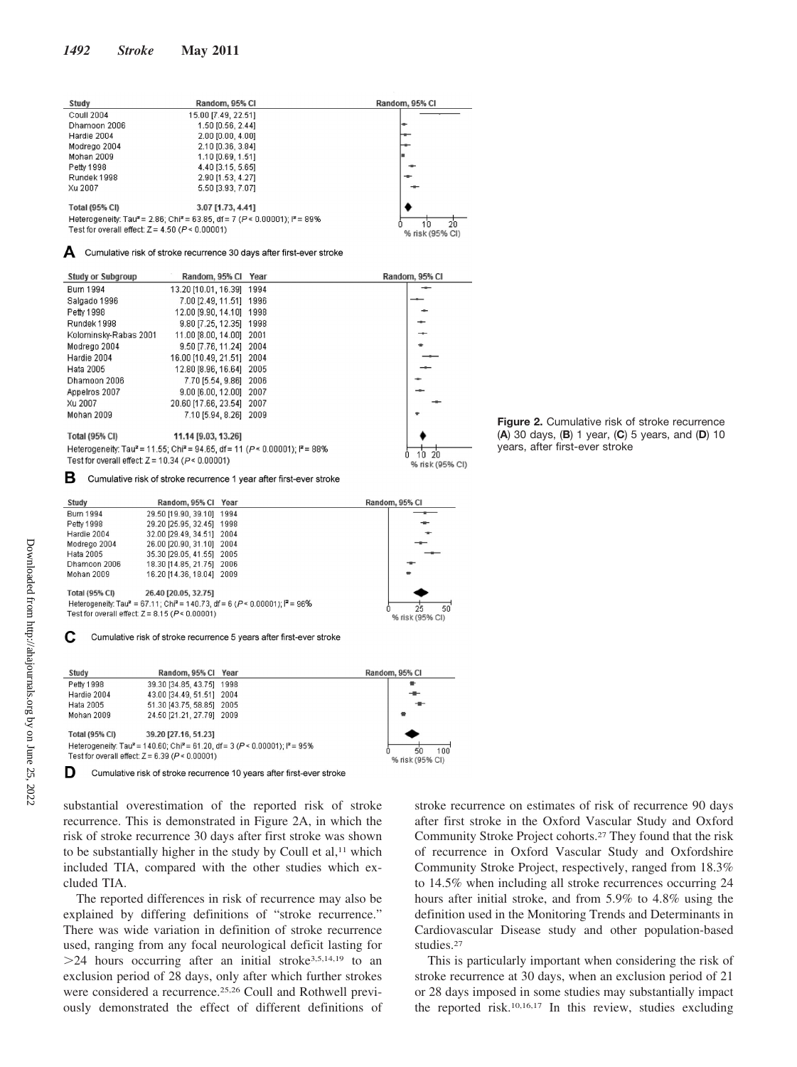| Study | Random, 95% CI |
|---|---|
| Coull 2004 | 15.00 [7.49, 22.51] |
| Dhamoon 2006 | 1.50 [0.56, 2.44] |
| Hardie 2004 | 2.00 [0.00, 4.00] |
| Modrego 2004 | 2.10 [0.36, 3.84] |
| Mohan 2009 | 1.10 [0.69, 1.51] |
| Petty 1998 | 4.40 [3.15, 5.65] |
| Rundek 1998 | 2.90 [1.53, 4.27] |
| Xu 2007 | 5.50 [3.93, 7.07] |
| **Total (95% CI)** | **3.07 [1.73, 4.41]** |

Heterogeneity: $Tau^2 = 2.86$; $Chi^2 = 63.85$, df = 7 ($P < 0.00001$); $I^2 = 89\%$
Test for overall effect: $Z = 4.50$ ($P < 0.00001$)

**A** Cumulative risk of stroke recurrence 30 days after first-ever stroke

| Study or Subgroup | Random, 95% CI | Year |
|---|---|---|
| Burn 1994 | 13.20 [10.01, 16.39] | 1994 |
| Salgado 1996 | 7.00 [2.49, 11.51] | 1996 |
| Petty 1998 | 12.00 [9.90, 14.10] | 1998 |
| Rundek 1998 | 9.80 [7.25, 12.35] | 1998 |
| Kolominsky-Rabas 2001 | 11.00 [8.00, 14.00] | 2001 |
| Modrego 2004 | 9.50 [7.76, 11.24] | 2004 |
| Hardie 2004 | 16.00 [10.49, 21.51] | 2004 |
| Hata 2005 | 12.80 [8.96, 16.64] | 2005 |
| Dhamoon 2006 | 7.70 [5.54, 9.86] | 2006 |
| Appelros 2007 | 9.00 [6.00, 12.00] | 2007 |
| Xu 2007 | 20.60 [17.66, 23.54] | 2007 |
| Mohan 2009 | 7.10 [5.94, 8.26] | 2009 |
| **Total (95% CI)** | **11.14 [9.03, 13.26]** | |

Heterogeneity: $Tau^2 = 11.55$; $Chi^2 = 94.65$, df = 11 ($P < 0.00001$); $I^2 = 88\%$
Test for overall effect: $Z = 10.34$ ($P < 0.00001$)

**B** Cumulative risk of stroke recurrence 1 year after first-ever stroke

| Study | Random, 95% CI | Year |
|---|---|---|
| Burn 1994 | 29.50 [19.90, 39.10] | 1994 |
| Petty 1998 | 29.20 [25.95, 32.45] | 1998 |
| Hardie 2004 | 32.00 [29.49, 34.51] | 2004 |
| Modrego 2004 | 26.00 [20.90, 31.10] | 2004 |
| Hata 2005 | 35.30 [29.05, 41.55] | 2005 |
| Dhamoon 2006 | 18.30 [14.85, 21.75] | 2006 |
| Mohan 2009 | 16.20 [14.36, 18.04] | 2009 |
| **Total (95% CI)** | **26.40 [20.05, 32.75]** | |

Heterogeneity: $Tau^2 = 67.11$; $Chi^2 = 140.73$, df = 6 ($P < 0.00001$); $I^2 = 96\%$
Test for overall effect: $Z = 8.15$ ($P < 0.00001$)

**C** Cumulative risk of stroke recurrence 5 years after first-ever stroke

| Study | Random, 95% CI | Year |
|---|---|---|
| Petty 1998 | 39.30 [34.85, 43.75] | 1998 |
| Hardie 2004 | 43.00 [34.49, 51.51] | 2004 |
| Hata 2005 | 51.30 [43.75, 58.85] | 2005 |
| Mohan 2009 | 24.50 [21.21, 27.79] | 2009 |
| **Total (95% CI)** | **39.20 [27.16, 51.23]** | |

Heterogeneity: $Tau^2 = 140.60$; $Chi^2 = 61.20$, df = 3 ($P < 0.00001$); $I^2 = 95\%$
Test for overall effect: $Z = 6.39$ ($P < 0.00001$)

**D** Cumulative risk of stroke recurrence 10 years after first-ever stroke

**Figure 2.** Cumulative risk of stroke recurrence (**A**) 30 days, (**B**) 1 year, (**C**) 5 years, and (**D**) 10 years, after first-ever stroke

substantial overestimation of the reported risk of stroke recurrence. This is demonstrated in Figure 2A, in which the risk of stroke recurrence 30 days after first stroke was shown to be substantially higher in the study by Coull et al,[11] which included TIA, compared with the other studies which excluded TIA.

The reported differences in risk of recurrence may also be explained by differing definitions of "stroke recurrence." There was wide variation in definition of stroke recurrence used, ranging from any focal neurological deficit lasting for >24 hours occurring after an initial stroke[3,5,14,19] to an exclusion period of 28 days, only after which further strokes were considered a recurrence.[25,26] Coull and Rothwell previously demonstrated the effect of different definitions of stroke recurrence on estimates of risk of recurrence 90 days after first stroke in the Oxford Vascular Study and Oxford Community Stroke Project cohorts.[27] They found that the risk of recurrence in Oxford Vascular Study and Oxfordshire Community Stroke Project, respectively, ranged from 18.3% to 14.5% when including all stroke recurrences occurring 24 hours after initial stroke, and from 5.9% to 4.8% using the definition used in the Monitoring Trends and Determinants in Cardiovascular Disease study and other population-based studies.[27]

This is particularly important when considering the risk of stroke recurrence at 30 days, when an exclusion period of 21 or 28 days imposed in some studies may substantially impact the reported risk.[10,16,17] In this review, studies excluding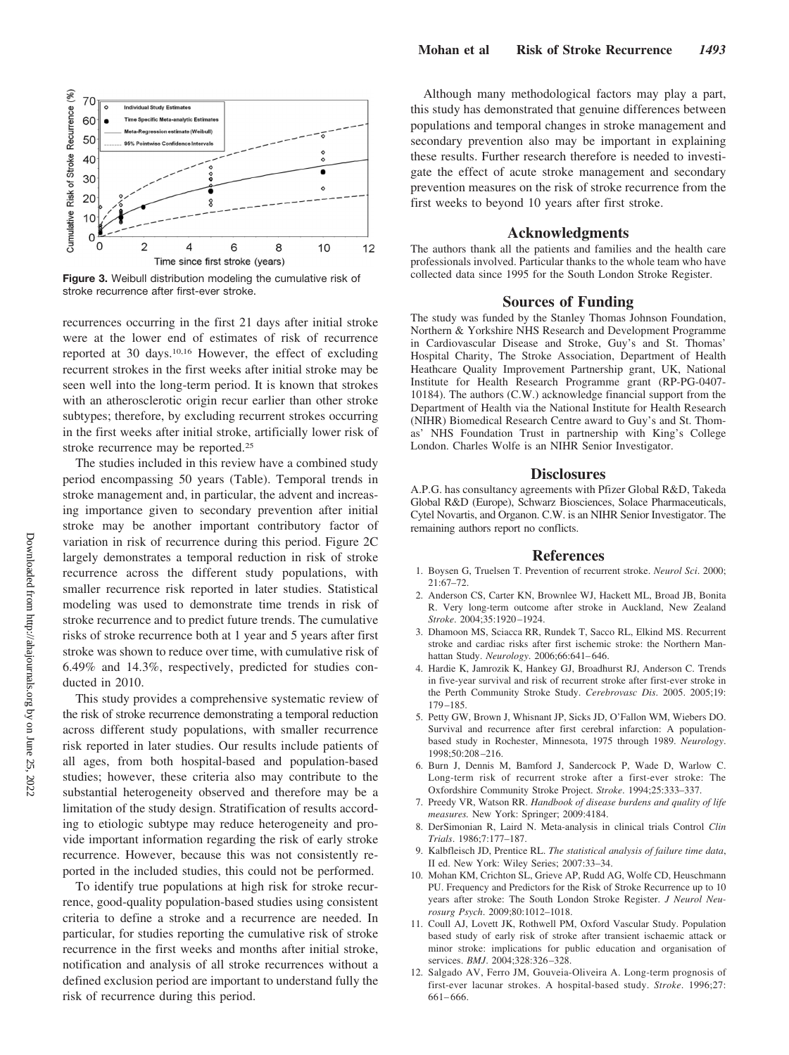Figure 3. Weibull distribution modeling the cumulative risk of stroke recurrence after first-ever stroke.

recurrences occurring in the first 21 days after initial stroke were at the lower end of estimates of risk of recurrence reported at 30 days.[10,16] However, the effect of excluding recurrent strokes in the first weeks after initial stroke may be seen well into the long-term period. It is known that strokes with an atherosclerotic origin recur earlier than other stroke subtypes; therefore, by excluding recurrent strokes occurring in the first weeks after initial stroke, artificially lower risk of stroke recurrence may be reported.[25]

The studies included in this review have a combined study period encompassing 50 years (Table). Temporal trends in stroke management and, in particular, the advent and increasing importance given to secondary prevention after initial stroke may be another important contributory factor of variation in risk of recurrence during this period. Figure 2C largely demonstrates a temporal reduction in risk of stroke recurrence across the different study populations, with smaller recurrence risk reported in later studies. Statistical modeling was used to demonstrate time trends in risk of stroke recurrence and to predict future trends. The cumulative risks of stroke recurrence both at 1 year and 5 years after first stroke was shown to reduce over time, with cumulative risk of 6.49% and 14.3%, respectively, predicted for studies conducted in 2010.

This study provides a comprehensive systematic review of the risk of stroke recurrence demonstrating a temporal reduction across different study populations, with smaller recurrence risk reported in later studies. Our results include patients of all ages, from both hospital-based and population-based studies; however, these criteria also may contribute to the substantial heterogeneity observed and therefore may be a limitation of the study design. Stratification of results according to etiologic subtype may reduce heterogeneity and provide important information regarding the risk of early stroke recurrence. However, because this was not consistently reported in the included studies, this could not be performed.

To identify true populations at high risk for stroke recurrence, good-quality population-based studies using consistent criteria to define a stroke and a recurrence are needed. In particular, for studies reporting the cumulative risk of stroke recurrence in the first weeks and months after initial stroke, notification and analysis of all stroke recurrences without a defined exclusion period are important to understand fully the risk of recurrence during this period.

Although many methodological factors may play a part, this study has demonstrated that genuine differences between populations and temporal changes in stroke management and secondary prevention also may be important in explaining these results. Further research therefore is needed to investigate the effect of acute stroke management and secondary prevention measures on the risk of stroke recurrence from the first weeks to beyond 10 years after first stroke.

## Acknowledgments

The authors thank all the patients and families and the health care professionals involved. Particular thanks to the whole team who have collected data since 1995 for the South London Stroke Register.

## Sources of Funding

The study was funded by the Stanley Thomas Johnson Foundation, Northern & Yorkshire NHS Research and Development Programme in Cardiovascular Disease and Stroke, Guy's and St. Thomas' Hospital Charity, The Stroke Association, Department of Health Heathcare Quality Improvement Partnership grant, UK, National Institute for Health Research Programme grant (RP-PG-0407-10184). The authors (C.W.) acknowledge financial support from the Department of Health via the National Institute for Health Research (NIHR) Biomedical Research Centre award to Guy's and St. Thomas' NHS Foundation Trust in partnership with King's College London. Charles Wolfe is an NIHR Senior Investigator.

## Disclosures

A.P.G. has consultancy agreements with Pfizer Global R&D, Takeda Global R&D (Europe), Schwarz Biosciences, Solace Pharmaceuticals, Cytel Novartis, and Organon. C.W. is an NIHR Senior Investigator. The remaining authors report no conflicts.

## References

1. Boysen G, Truelsen T. Prevention of recurrent stroke. *Neurol Sci*. 2000; 21:67–72.
2. Anderson CS, Carter KN, Brownlee WJ, Hackett ML, Broad JB, Bonita R. Very long-term outcome after stroke in Auckland, New Zealand *Stroke*. 2004;35:1920–1924.
3. Dhamoon MS, Sciacca RR, Rundek T, Sacco RL, Elkind MS. Recurrent stroke and cardiac risks after first ischemic stroke: the Northern Manhattan Study. *Neurology*. 2006;66:641–646.
4. Hardie K, Jamrozik K, Hankey GJ, Broadhurst RJ, Anderson C. Trends in five-year survival and risk of recurrent stroke after first-ever stroke in the Perth Community Stroke Study. *Cerebrovasc Dis*. 2005. 2005;19: 179–185.
5. Petty GW, Brown J, Whisnant JP, Sicks JD, O'Fallon WM, Wiebers DO. Survival and recurrence after first cerebral infarction: A population-based study in Rochester, Minnesota, 1975 through 1989. *Neurology*. 1998;50:208–216.
6. Burn J, Dennis M, Bamford J, Sandercock P, Wade D, Warlow C. Long-term risk of recurrent stroke after a first-ever stroke: The Oxfordshire Community Stroke Project. *Stroke*. 1994;25:333–337.
7. Preedy VR, Watson RR. *Handbook of disease burdens and quality of life measures.* New York: Springer; 2009:4184.
8. DerSimonian R, Laird N. Meta-analysis in clinical trials Control *Clin Trials*. 1986;7:177–187.
9. Kalbfleisch JD, Prentice RL. *The statistical analysis of failure time data*, II ed. New York: Wiley Series; 2007:33–34.
10. Mohan KM, Crichton SL, Grieve AP, Rudd AG, Wolfe CD, Heuschmann PU. Frequency and Predictors for the Risk of Stroke Recurrence up to 10 years after stroke: The South London Stroke Register. *J Neurol Neurosurg Psych*. 2009;80:1012–1018.
11. Coull AJ, Lovett JK, Rothwell PM, Oxford Vascular Study. Population based study of early risk of stroke after transient ischaemic attack or minor stroke: implications for public education and organisation of services. *BMJ*. 2004;328:326–328.
12. Salgado AV, Ferro JM, Gouveia-Oliveira A. Long-term prognosis of first-ever lacunar strokes. A hospital-based study. *Stroke*. 1996;27: 661–666.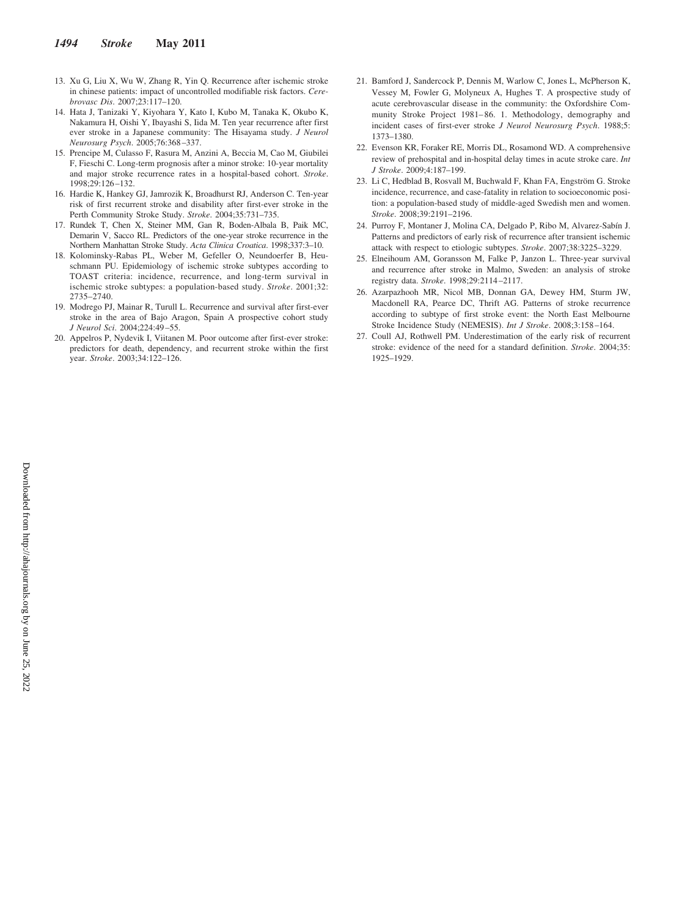13. Xu G, Liu X, Wu W, Zhang R, Yin Q. Recurrence after ischemic stroke in chinese patients: impact of uncontrolled modifiable risk factors. *Cerebrovasc Dis*. 2007;23:117–120.
14. Hata J, Tanizaki Y, Kiyohara Y, Kato I, Kubo M, Tanaka K, Okubo K, Nakamura H, Oishi Y, Ibayashi S, Iida M. Ten year recurrence after first ever stroke in a Japanese community: The Hisayama study. *J Neurol Neurosurg Psych*. 2005;76:368–337.
15. Prencipe M, Culasso F, Rasura M, Anzini A, Beccia M, Cao M, Giubilei F, Fieschi C. Long-term prognosis after a minor stroke: 10-year mortality and major stroke recurrence rates in a hospital-based cohort. *Stroke*. 1998;29:126–132.
16. Hardie K, Hankey GJ, Jamrozik K, Broadhurst RJ, Anderson C. Ten-year risk of first recurrent stroke and disability after first-ever stroke in the Perth Community Stroke Study. *Stroke*. 2004;35:731–735.
17. Rundek T, Chen X, Steiner MM, Gan R, Boden-Albala B, Paik MC, Demarin V, Sacco RL. Predictors of the one-year stroke recurrence in the Northern Manhattan Stroke Study. *Acta Clinica Croatica*. 1998;337:3–10.
18. Kolominsky-Rabas PL, Weber M, Gefeller O, Neundoerfer B, Heuschmann PU. Epidemiology of ischemic stroke subtypes according to TOAST criteria: incidence, recurrence, and long-term survival in ischemic stroke subtypes: a population-based study. *Stroke*. 2001;32: 2735–2740.
19. Modrego PJ, Mainar R, Turull L. Recurrence and survival after first-ever stroke in the area of Bajo Aragon, Spain A prospective cohort study *J Neurol Sci*. 2004;224:49–55.
20. Appelros P, Nydevik I, Viitanen M. Poor outcome after first-ever stroke: predictors for death, dependency, and recurrent stroke within the first year. *Stroke*. 2003;34:122–126.
21. Bamford J, Sandercock P, Dennis M, Warlow C, Jones L, McPherson K, Vessey M, Fowler G, Molyneux A, Hughes T. A prospective study of acute cerebrovascular disease in the community: the Oxfordshire Community Stroke Project 1981–86. 1. Methodology, demography and incident cases of first-ever stroke *J Neurol Neurosurg Psych*. 1988;5: 1373–1380.
22. Evenson KR, Foraker RE, Morris DL, Rosamond WD. A comprehensive review of prehospital and in-hospital delay times in acute stroke care. *Int J Stroke*. 2009;4:187–199.
23. Li C, Hedblad B, Rosvall M, Buchwald F, Khan FA, Engström G. Stroke incidence, recurrence, and case-fatality in relation to socioeconomic position: a population-based study of middle-aged Swedish men and women. *Stroke*. 2008;39:2191–2196.
24. Purroy F, Montaner J, Molina CA, Delgado P, Ribo M, Alvarez-Sabín J. Patterns and predictors of early risk of recurrence after transient ischemic attack with respect to etiologic subtypes. *Stroke*. 2007;38:3225–3229.
25. Elneihoum AM, Goransson M, Falke P, Janzon L. Three-year survival and recurrence after stroke in Malmo, Sweden: an analysis of stroke registry data. *Stroke*. 1998;29:2114–2117.
26. Azarpazhooh MR, Nicol MB, Donnan GA, Dewey HM, Sturm JW, Macdonell RA, Pearce DC, Thrift AG. Patterns of stroke recurrence according to subtype of first stroke event: the North East Melbourne Stroke Incidence Study (NEMESIS). *Int J Stroke*. 2008;3:158–164.
27. Coull AJ, Rothwell PM. Underestimation of the early risk of recurrent stroke: evidence of the need for a standard definition. *Stroke*. 2004;35: 1925–1929.